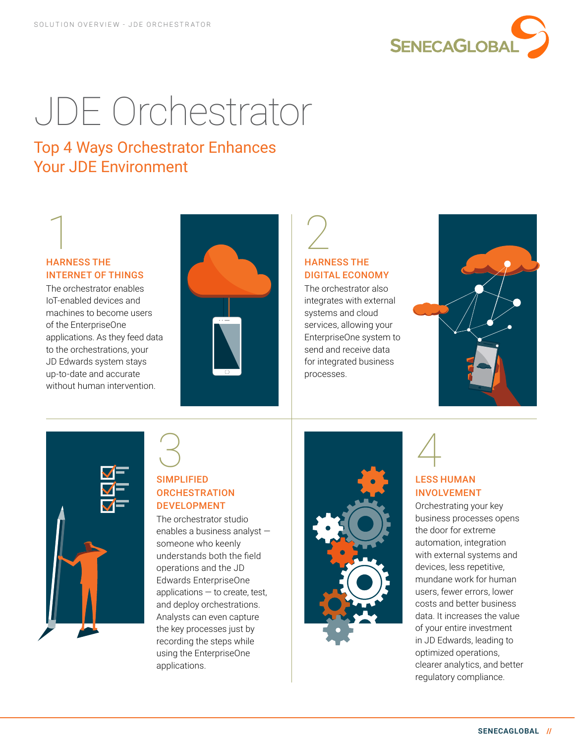# JDE Orchestrator

## Top 4 Ways Orchestrator Enhances Your JDE Environment

### 1 HARNESS THE INTERNET OF THINGS

The orchestrator enables IoT-enabled devices and machines to become users of the EnterpriseOne applications. As they feed data to the orchestrations, your JD Edwards system stays up-to-date and accurate without human intervention.

### 2 HARNESS THE DIGITAL ECONOMY

The orchestrator also integrates with external systems and cloud services, allowing your EnterpriseOne system to send and receive data for integrated business processes.

### 3 SIMPLIFIED ORCHESTRATION DEVELOPMENT

The orchestrator studio enables a business analyst — someone who keenly understands both the field operations and the JD Edwards EnterpriseOne applications — to create, test, and deploy orchestrations. Analysts can even capture the key processes just by recording the steps while using the EnterpriseOne applications.

### 4 LESS HUMAN INVOLVEMENT

Orchestrating your key business processes opens the door for extreme automation, integration with external systems and devices, less repetitive, mundane work for human users, fewer errors, lower costs and better business data. It increases the value of your entire investment in JD Edwards, leading to optimized operations, clearer analytics, and better regulatory compliance.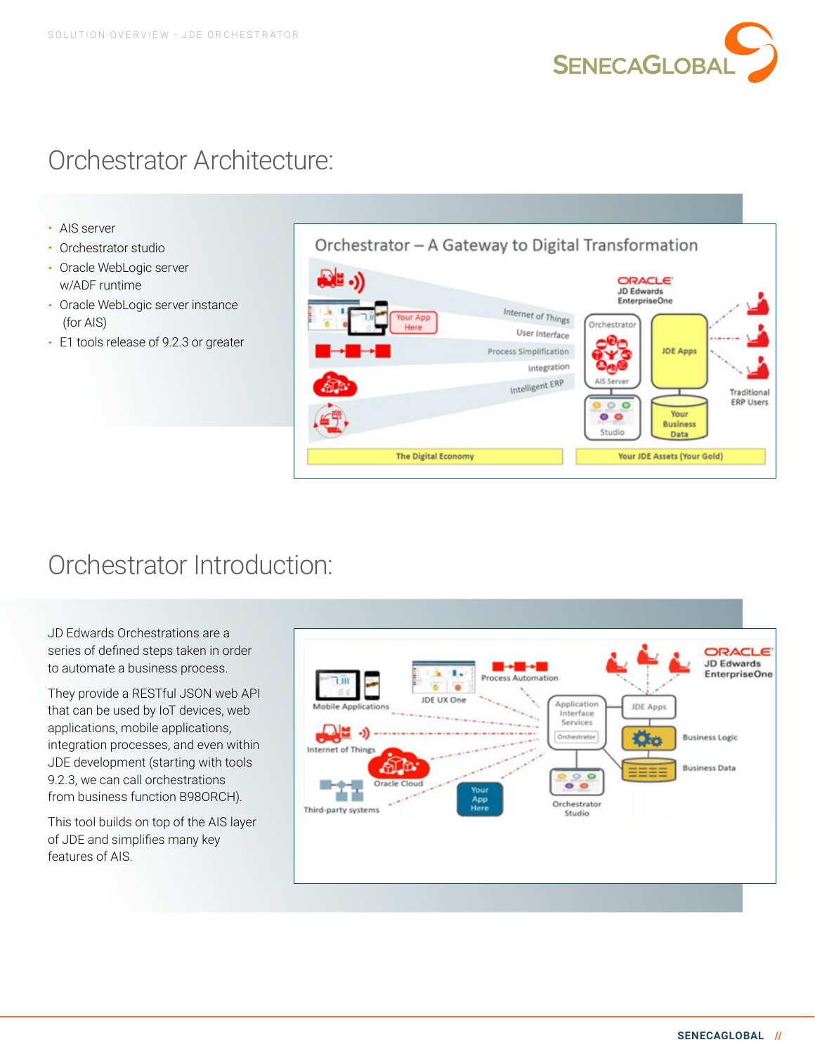## Orchestrator Architecture:

- AIS server
- Orchestrator studio
- Oracle WebLogic server w/ADF runtime
- Oracle WebLogic server instance (for AIS)
- E1 tools release of 9.2.3 or greater

## Orchestrator Introduction:

JD Edwards Orchestrations are a series of defined steps taken in order to automate a business process.

They provide a RESTful JSON web API that can be used by IoT devices, web applications, mobile applications, integration processes, and even within JDE development (starting with tools 9.2.3, we can call orchestrations from business function B98ORCH).

This tool builds on top of the AIS layer of JDE and simplifies many key features of AIS.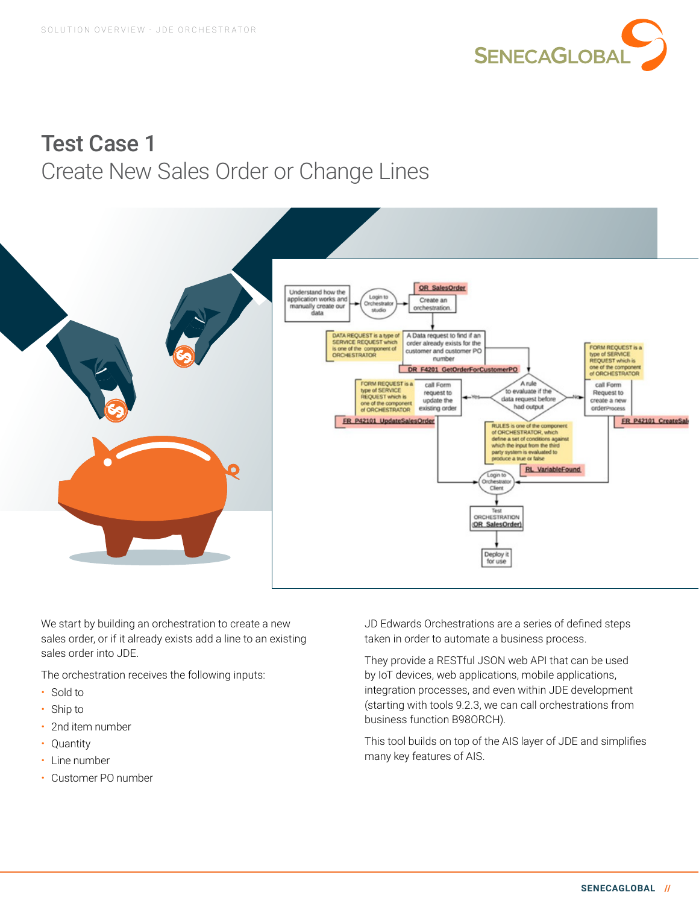# Test Case 1

## Create New Sales Order or Change Lines

We start by building an orchestration to create a new sales order, or if it already exists add a line to an existing sales order into JDE.

The orchestration receives the following inputs:

- Sold to
- Ship to
- 2nd item number
- Quantity
- Line number
- Customer PO number

JD Edwards Orchestrations are a series of defined steps taken in order to automate a business process.

They provide a RESTful JSON web API that can be used by IoT devices, web applications, mobile applications, integration processes, and even within JDE development (starting with tools 9.2.3, we can call orchestrations from business function B98ORCH).

This tool builds on top of the AIS layer of JDE and simplifies many key features of AIS.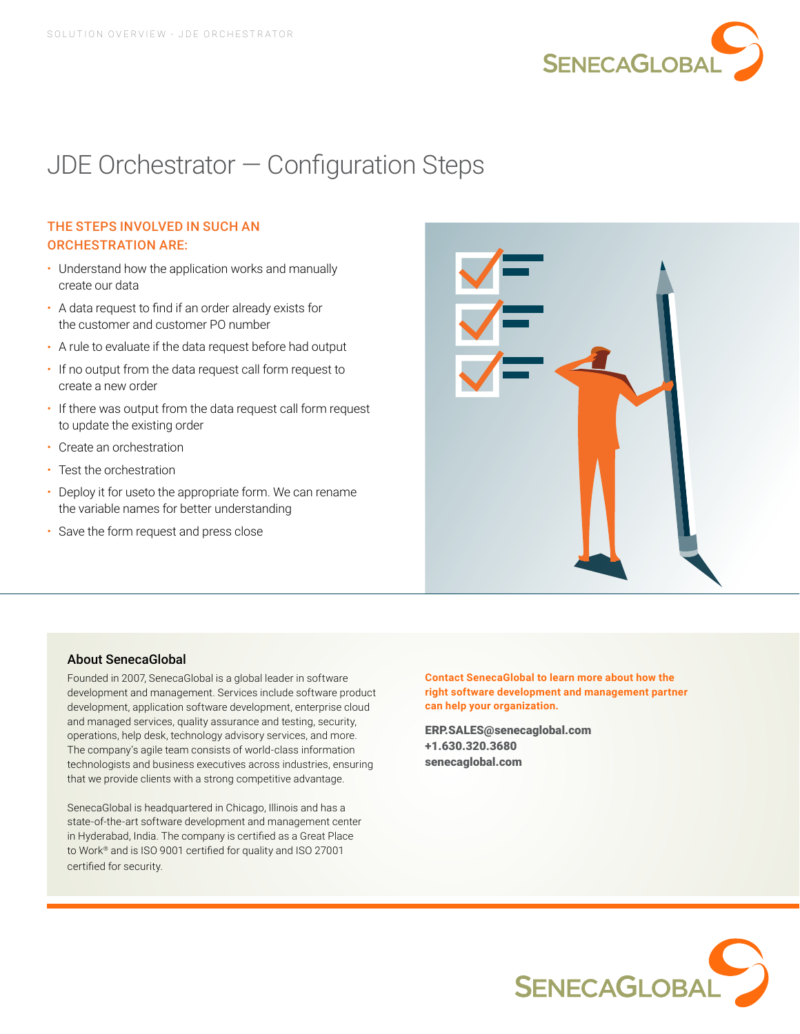# JDE Orchestrator — Configuration Steps

## THE STEPS INVOLVED IN SUCH AN ORCHESTRATION ARE:

- Understand how the application works and manually create our data
- A data request to find if an order already exists for the customer and customer PO number
- A rule to evaluate if the data request before had output
- If no output from the data request call form request to create a new order
- If there was output from the data request call form request to update the existing order
- Create an orchestration
- Test the orchestration
- Deploy it for useto the appropriate form. We can rename the variable names for better understanding
- Save the form request and press close

### About SenecaGlobal

Founded in 2007, SenecaGlobal is a global leader in software development and management. Services include software product development, application software development, enterprise cloud and managed services, quality assurance and testing, security, operations, help desk, technology advisory services, and more. The company's agile team consists of world-class information technologists and business executives across industries, ensuring that we provide clients with a strong competitive advantage.

SenecaGlobal is headquartered in Chicago, Illinois and has a state-of-the-art software development and management center in Hyderabad, India. The company is certified as a Great Place to Work® and is ISO 9001 certified for quality and ISO 27001 certified for security.

**Contact SenecaGlobal to learn more about how the right software development and management partner can help your organization.**

**ERP.SALES@senecaglobal.com**
**+1.630.320.3680**
**senecaglobal.com**

SENECAGLOBAL